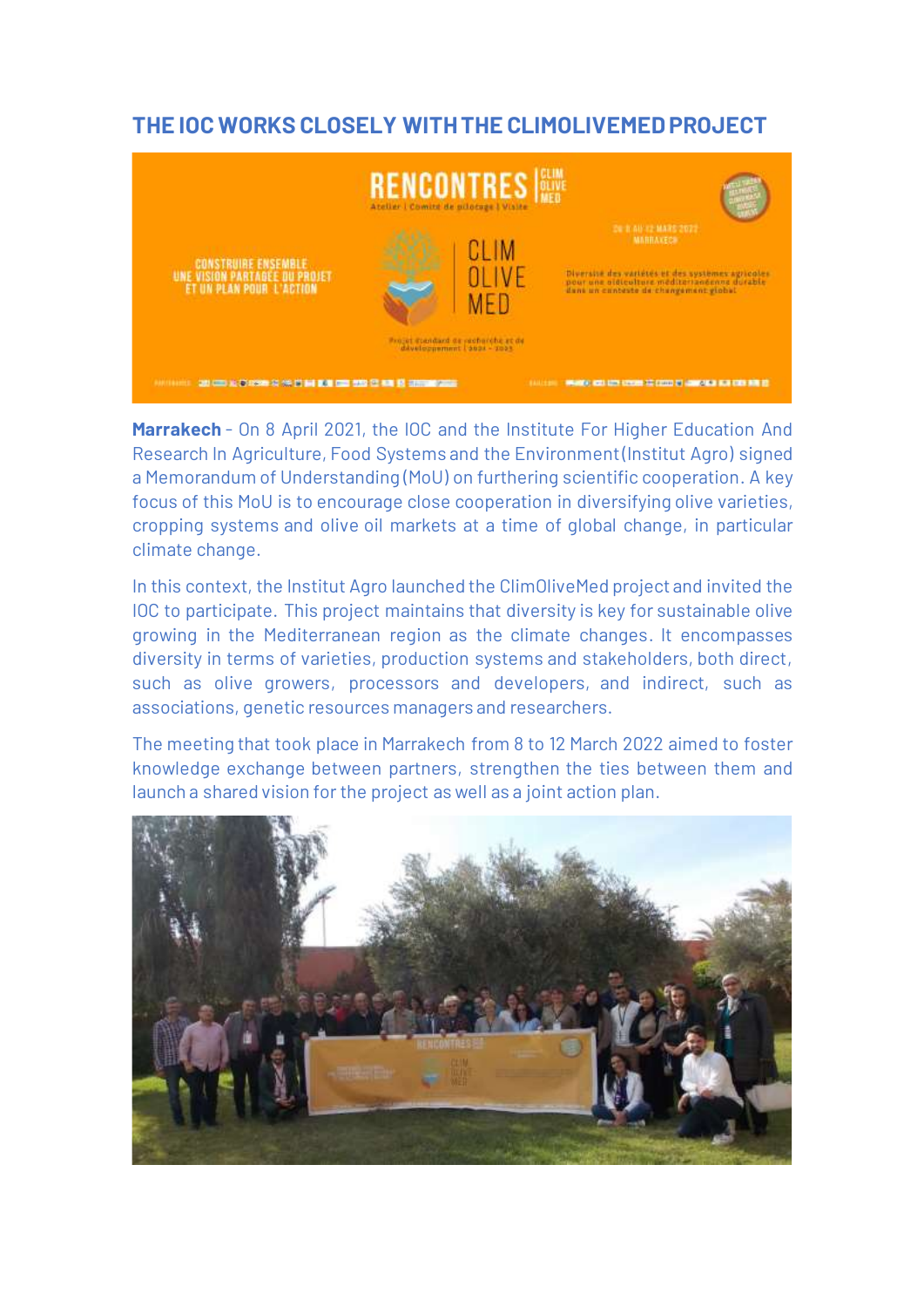## THE IOC WORKS CLOSELY WITH THE CLIMOLIVEMED PROJECT

**Marrakech** - On 8 April 2021, the IOC and the Institute For Higher Education And Research In Agriculture, Food Systems and the Environment (Institut Agro) signed a Memorandum of Understanding (MoU) on furthering scientific cooperation. A key focus of this MoU is to encourage close cooperation in diversifying olive varieties, cropping systems and olive oil markets at a time of global change, in particular climate change.

In this context, the Institut Agro launched the ClimOliveMed project and invited the IOC to participate. This project maintains that diversity is key for sustainable olive growing in the Mediterranean region as the climate changes. It encompasses diversity in terms of varieties, production systems and stakeholders, both direct, such as olive growers, processors and developers, and indirect, such as associations, genetic resources managers and researchers.

The meeting that took place in Marrakech from 8 to 12 March 2022 aimed to foster knowledge exchange between partners, strengthen the ties between them and launch a shared vision for the project as well as a joint action plan.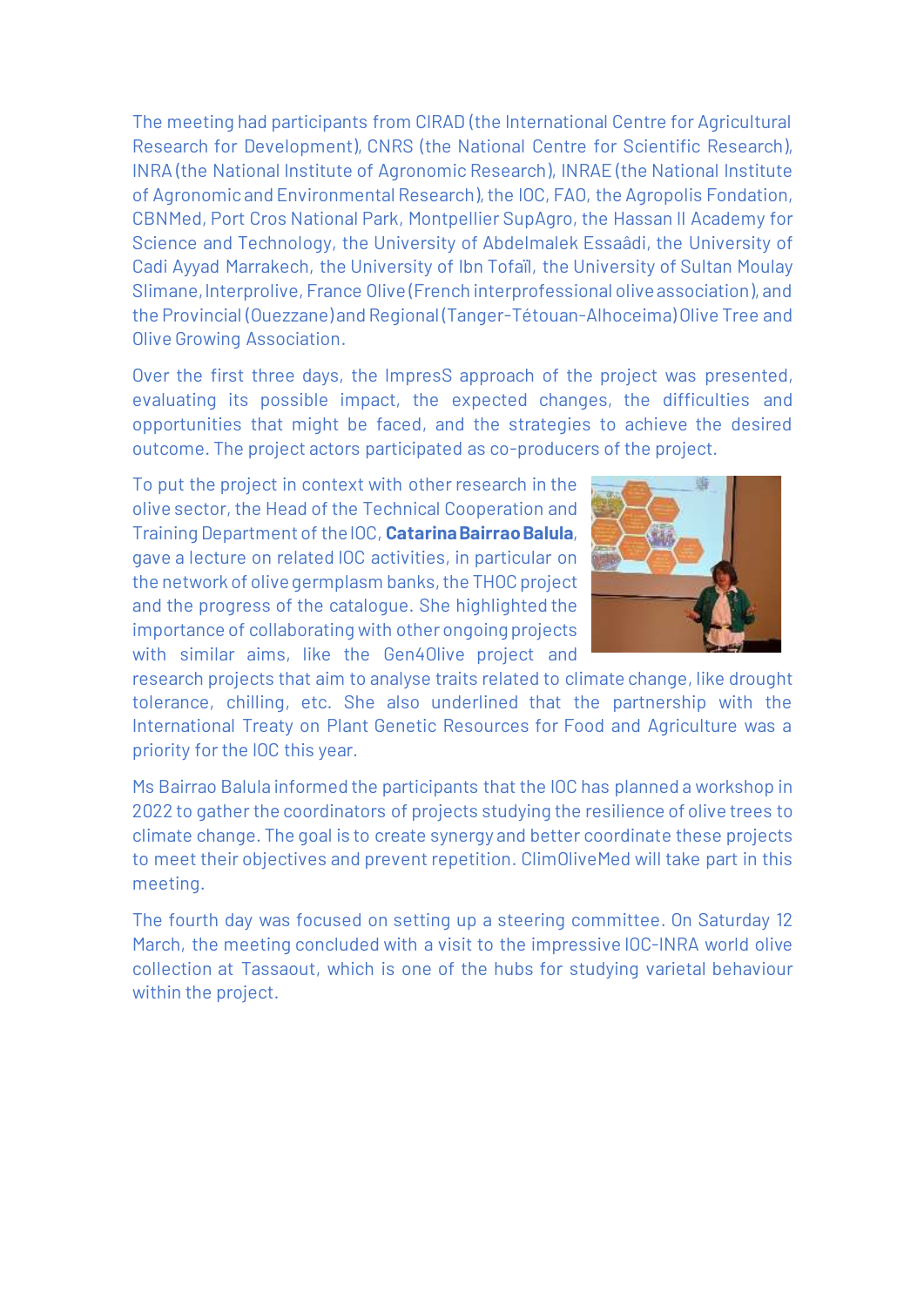The meeting had participants from CIRAD (the International Centre for Agricultural Research for Development), CNRS (the National Centre for Scientific Research), INRA (the National Institute of Agronomic Research), INRAE (the National Institute of Agronomic and Environmental Research), the IOC, FAO, the Agropolis Fondation, CBNMed, Port Cros National Park, Montpellier SupAgro, the Hassan II Academy for Science and Technology, the University of Abdelmalek Essaâdi, the University of Cadi Ayyad Marrakech, the University of Ibn Tofaïl, the University of Sultan Moulay Slimane, Interprolive, France Olive (French interprofessional olive association), and the Provincial (Ouezzane) and Regional (Tanger-Tétouan-Alhoceima) Olive Tree and Olive Growing Association.

Over the first three days, the ImpresS approach of the project was presented, evaluating its possible impact, the expected changes, the difficulties and opportunities that might be faced, and the strategies to achieve the desired outcome. The project actors participated as co-producers of the project.

To put the project in context with other research in the olive sector, the Head of the Technical Cooperation and Training Department of the IOC, **Catarina Bairrao Balula**, gave a lecture on related IOC activities, in particular on the network of olive germplasm banks, the THOC project and the progress of the catalogue. She highlighted the importance of collaborating with other ongoing projects with similar aims, like the Gen4Olive project and research projects that aim to analyse traits related to climate change, like drought tolerance, chilling, etc. She also underlined that the partnership with the International Treaty on Plant Genetic Resources for Food and Agriculture was a priority for the IOC this year.

Ms Bairrao Balula informed the participants that the IOC has planned a workshop in 2022 to gather the coordinators of projects studying the resilience of olive trees to climate change. The goal is to create synergy and better coordinate these projects to meet their objectives and prevent repetition. ClimOliveMed will take part in this meeting.

The fourth day was focused on setting up a steering committee. On Saturday 12 March, the meeting concluded with a visit to the impressive IOC-INRA world olive collection at Tassaout, which is one of the hubs for studying varietal behaviour within the project.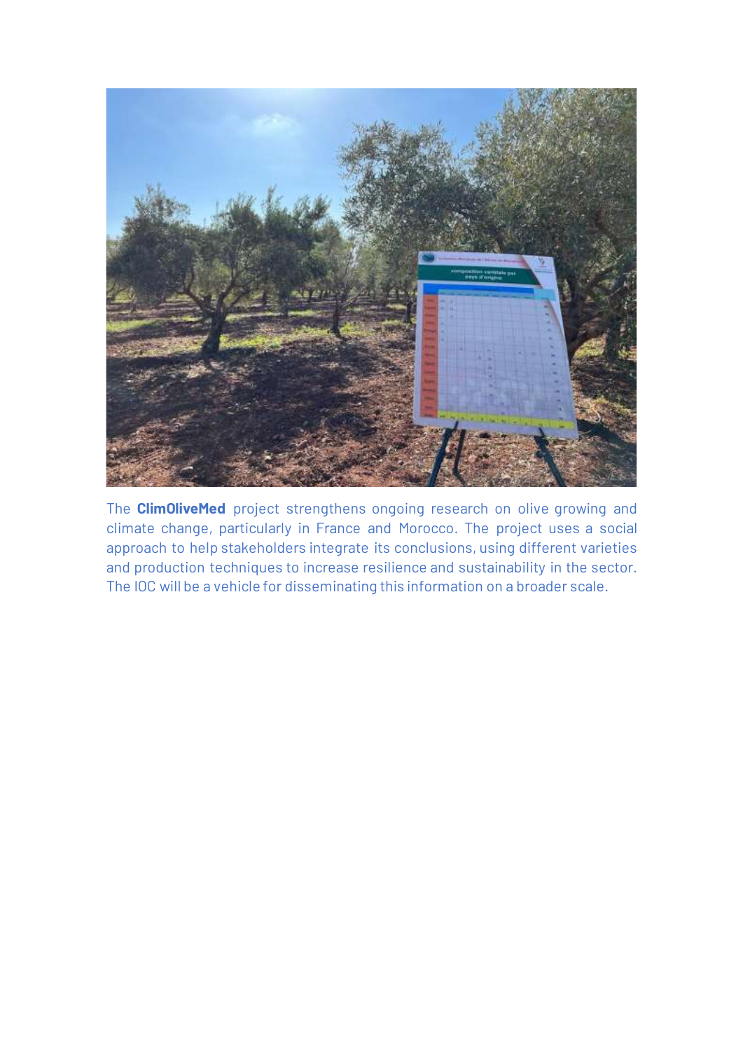The **ClimOliveMed** project strengthens ongoing research on olive growing and climate change, particularly in France and Morocco. The project uses a social approach to help stakeholders integrate its conclusions, using different varieties and production techniques to increase resilience and sustainability in the sector. The IOC will be a vehicle for disseminating this information on a broader scale.